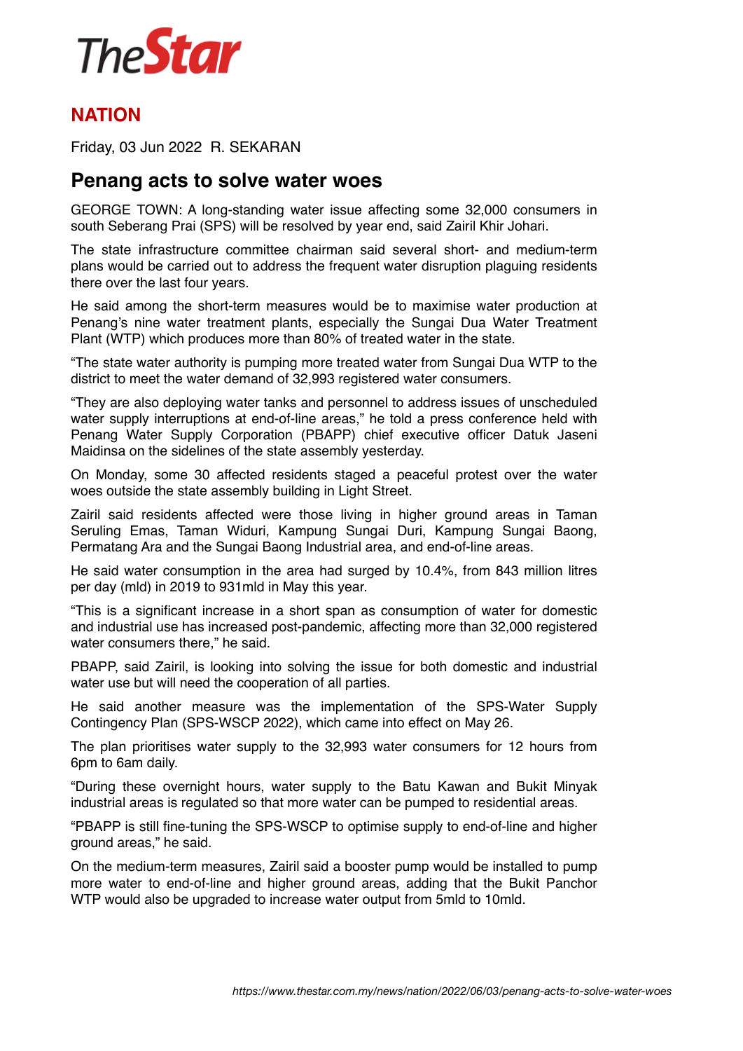# TheStar

## NATION

Friday, 03 Jun 2022 R. SEKARAN

## Penang acts to solve water woes

GEORGE TOWN: A long-standing water issue affecting some 32,000 consumers in south Seberang Prai (SPS) will be resolved by year end, said Zairil Khir Johari.

The state infrastructure committee chairman said several short- and medium-term plans would be carried out to address the frequent water disruption plaguing residents there over the last four years.

He said among the short-term measures would be to maximise water production at Penang's nine water treatment plants, especially the Sungai Dua Water Treatment Plant (WTP) which produces more than 80% of treated water in the state.

"The state water authority is pumping more treated water from Sungai Dua WTP to the district to meet the water demand of 32,993 registered water consumers.

"They are also deploying water tanks and personnel to address issues of unscheduled water supply interruptions at end-of-line areas," he told a press conference held with Penang Water Supply Corporation (PBAPP) chief executive officer Datuk Jaseni Maidinsa on the sidelines of the state assembly yesterday.

On Monday, some 30 affected residents staged a peaceful protest over the water woes outside the state assembly building in Light Street.

Zairil said residents affected were those living in higher ground areas in Taman Seruling Emas, Taman Widuri, Kampung Sungai Duri, Kampung Sungai Baong, Permatang Ara and the Sungai Baong Industrial area, and end-of-line areas.

He said water consumption in the area had surged by 10.4%, from 843 million litres per day (mld) in 2019 to 931mld in May this year.

"This is a significant increase in a short span as consumption of water for domestic and industrial use has increased post-pandemic, affecting more than 32,000 registered water consumers there," he said.

PBAPP, said Zairil, is looking into solving the issue for both domestic and industrial water use but will need the cooperation of all parties.

He said another measure was the implementation of the SPS-Water Supply Contingency Plan (SPS-WSCP 2022), which came into effect on May 26.

The plan prioritises water supply to the 32,993 water consumers for 12 hours from 6pm to 6am daily.

"During these overnight hours, water supply to the Batu Kawan and Bukit Minyak industrial areas is regulated so that more water can be pumped to residential areas.

"PBAPP is still fine-tuning the SPS-WSCP to optimise supply to end-of-line and higher ground areas," he said.

On the medium-term measures, Zairil said a booster pump would be installed to pump more water to end-of-line and higher ground areas, adding that the Bukit Panchor WTP would also be upgraded to increase water output from 5mld to 10mld.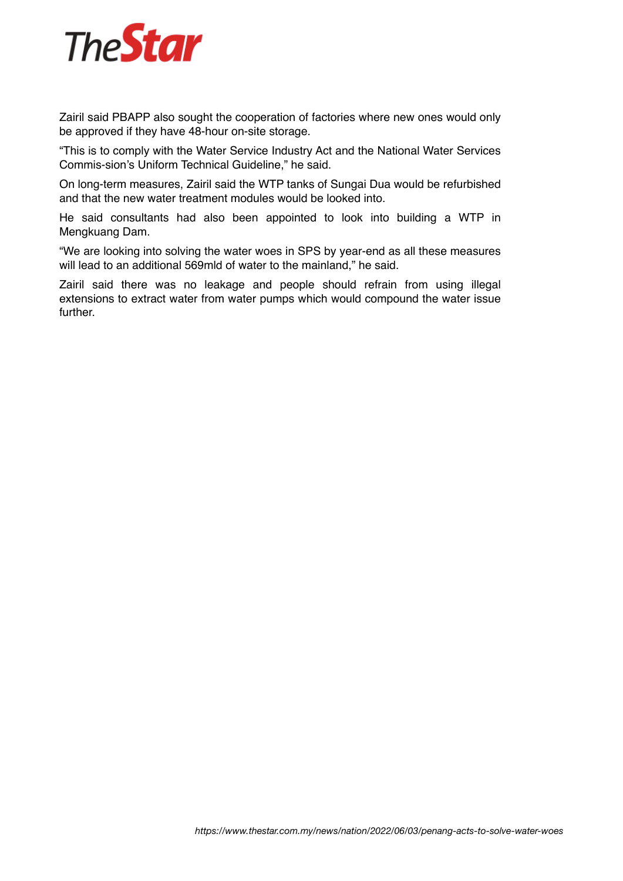Zairil said PBAPP also sought the cooperation of factories where new ones would only be approved if they have 48-hour on-site storage.

"This is to comply with the Water Service Industry Act and the National Water Services Commis-sion's Uniform Technical Guideline," he said.

On long-term measures, Zairil said the WTP tanks of Sungai Dua would be refurbished and that the new water treatment modules would be looked into.

He said consultants had also been appointed to look into building a WTP in Mengkuang Dam.

"We are looking into solving the water woes in SPS by year-end as all these measures will lead to an additional 569mld of water to the mainland," he said.

Zairil said there was no leakage and people should refrain from using illegal extensions to extract water from water pumps which would compound the water issue further.

*https://www.thestar.com.my/news/nation/2022/06/03/penang-acts-to-solve-water-woes*